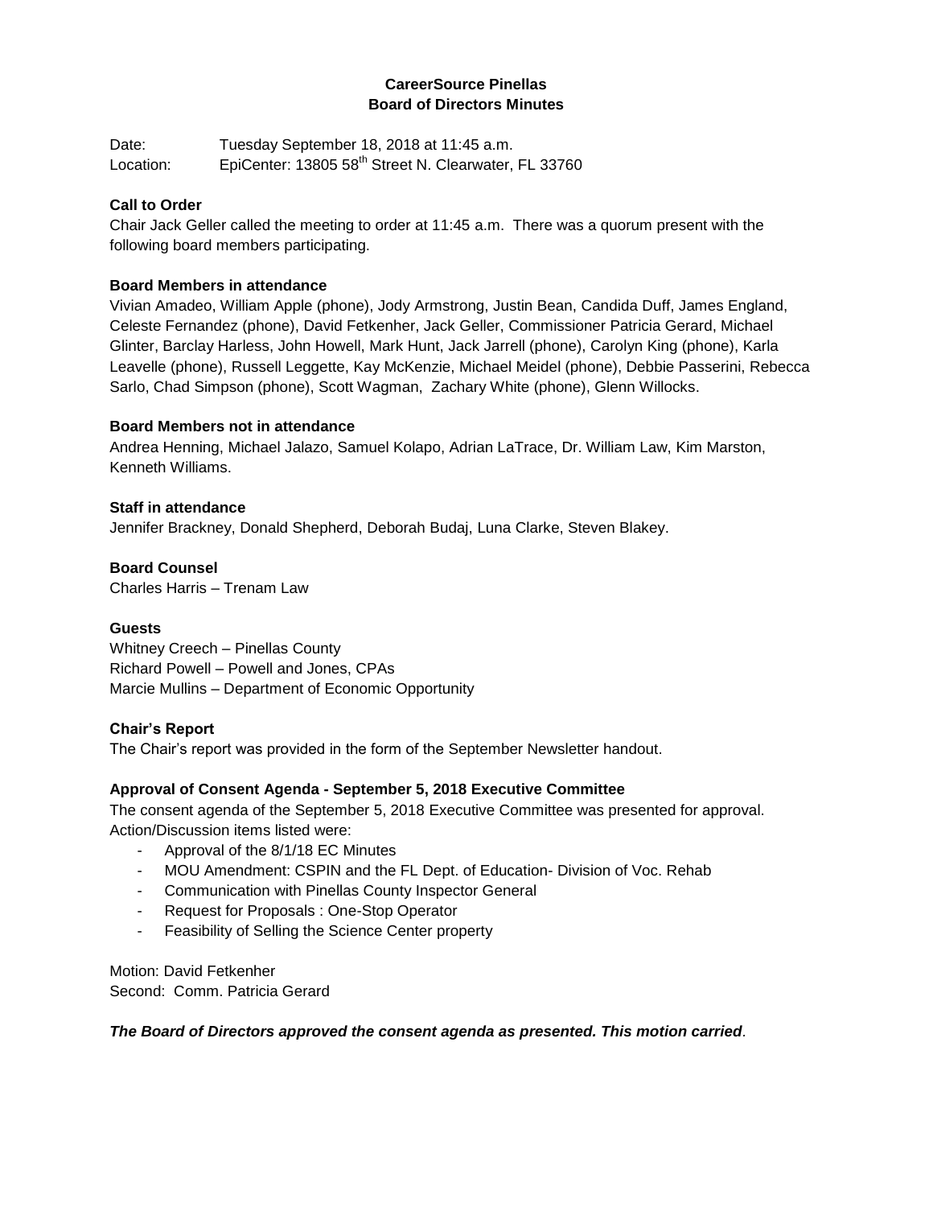# CareerSource Pinellas
## Board of Directors Minutes

Date: Tuesday September 18, 2018 at 11:45 a.m.
Location: EpiCenter: 13805 58th Street N. Clearwater, FL 33760

**Call to Order**
Chair Jack Geller called the meeting to order at 11:45 a.m. There was a quorum present with the following board members participating.

**Board Members in attendance**
Vivian Amadeo, William Apple (phone), Jody Armstrong, Justin Bean, Candida Duff, James England, Celeste Fernandez (phone), David Fetkenher, Jack Geller, Commissioner Patricia Gerard, Michael Glinter, Barclay Harless, John Howell, Mark Hunt, Jack Jarrell (phone), Carolyn King (phone), Karla Leavelle (phone), Russell Leggette, Kay McKenzie, Michael Meidel (phone), Debbie Passerini, Rebecca Sarlo, Chad Simpson (phone), Scott Wagman, Zachary White (phone), Glenn Willocks.

**Board Members not in attendance**
Andrea Henning, Michael Jalazo, Samuel Kolapo, Adrian LaTrace, Dr. William Law, Kim Marston, Kenneth Williams.

**Staff in attendance**
Jennifer Brackney, Donald Shepherd, Deborah Budaj, Luna Clarke, Steven Blakey.

**Board Counsel**
Charles Harris – Trenam Law

**Guests**
Whitney Creech – Pinellas County
Richard Powell – Powell and Jones, CPAs
Marcie Mullins – Department of Economic Opportunity

**Chair's Report**
The Chair's report was provided in the form of the September Newsletter handout.

**Approval of Consent Agenda - September 5, 2018 Executive Committee**
The consent agenda of the September 5, 2018 Executive Committee was presented for approval. Action/Discussion items listed were:

- Approval of the 8/1/18 EC Minutes
- MOU Amendment: CSPIN and the FL Dept. of Education- Division of Voc. Rehab
- Communication with Pinellas County Inspector General
- Request for Proposals : One-Stop Operator
- Feasibility of Selling the Science Center property

Motion: David Fetkenher
Second: Comm. Patricia Gerard

***The Board of Directors approved the consent agenda as presented. This motion carried***.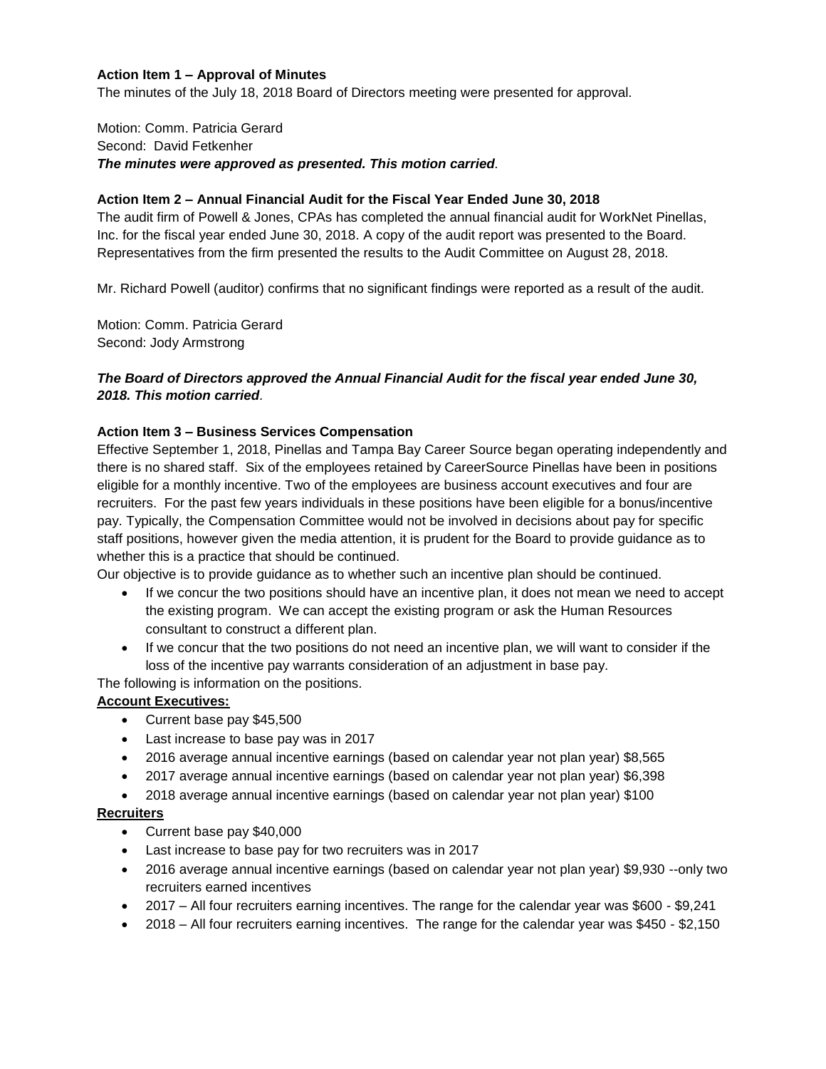**Action Item 1 – Approval of Minutes**
The minutes of the July 18, 2018 Board of Directors meeting were presented for approval.

Motion: Comm. Patricia Gerard
Second: David Fetkenher
***The minutes were approved as presented. This motion carried.***

**Action Item 2 – Annual Financial Audit for the Fiscal Year Ended June 30, 2018**
The audit firm of Powell & Jones, CPAs has completed the annual financial audit for WorkNet Pinellas, Inc. for the fiscal year ended June 30, 2018. A copy of the audit report was presented to the Board. Representatives from the firm presented the results to the Audit Committee on August 28, 2018.

Mr. Richard Powell (auditor) confirms that no significant findings were reported as a result of the audit.

Motion: Comm. Patricia Gerard
Second: Jody Armstrong

***The Board of Directors approved the Annual Financial Audit for the fiscal year ended June 30, 2018. This motion carried.***

**Action Item 3 – Business Services Compensation**
Effective September 1, 2018, Pinellas and Tampa Bay Career Source began operating independently and there is no shared staff. Six of the employees retained by CareerSource Pinellas have been in positions eligible for a monthly incentive. Two of the employees are business account executives and four are recruiters. For the past few years individuals in these positions have been eligible for a bonus/incentive pay. Typically, the Compensation Committee would not be involved in decisions about pay for specific staff positions, however given the media attention, it is prudent for the Board to provide guidance as to whether this is a practice that should be continued.
Our objective is to provide guidance as to whether such an incentive plan should be continued.

- If we concur the two positions should have an incentive plan, it does not mean we need to accept the existing program. We can accept the existing program or ask the Human Resources consultant to construct a different plan.
- If we concur that the two positions do not need an incentive plan, we will want to consider if the loss of the incentive pay warrants consideration of an adjustment in base pay.

The following is information on the positions.

<u>**Account Executives:**</u>

- Current base pay $45,500
- Last increase to base pay was in 2017
- 2016 average annual incentive earnings (based on calendar year not plan year) $8,565
- 2017 average annual incentive earnings (based on calendar year not plan year) $6,398
- 2018 average annual incentive earnings (based on calendar year not plan year) $100

<u>**Recruiters**</u>

- Current base pay $40,000
- Last increase to base pay for two recruiters was in 2017
- 2016 average annual incentive earnings (based on calendar year not plan year) $9,930 --only two recruiters earned incentives
- 2017 – All four recruiters earning incentives. The range for the calendar year was $600 - $9,241
- 2018 – All four recruiters earning incentives. The range for the calendar year was $450 - $2,150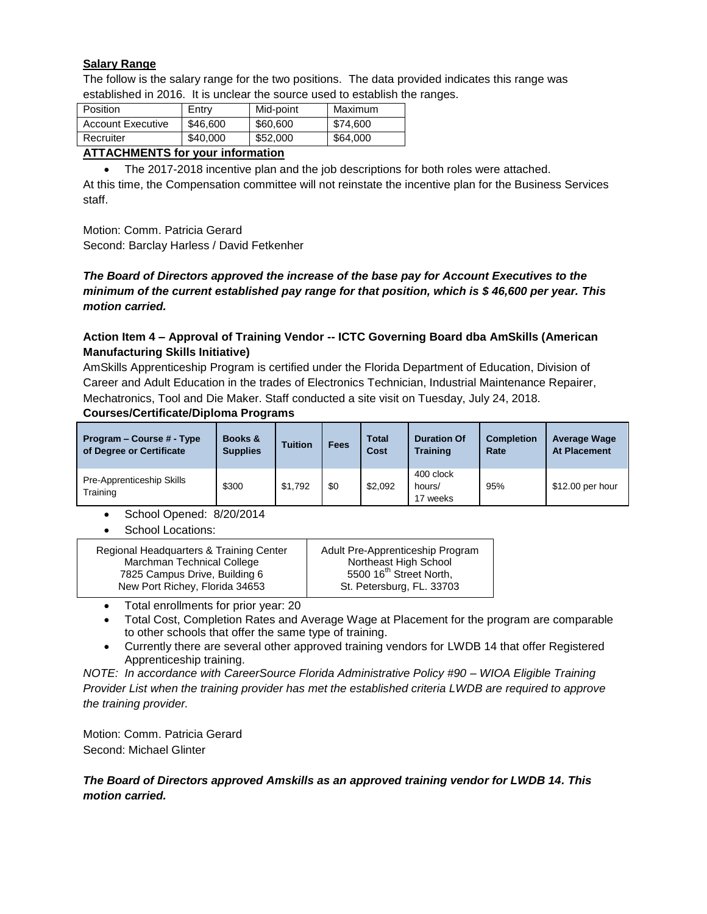**Salary Range**

The follow is the salary range for the two positions. The data provided indicates this range was established in 2016. It is unclear the source used to establish the ranges.

| Position | Entry | Mid-point | Maximum |
|---|---|---|---|
| Account Executive | $46,600 | $60,600 | $74,600 |
| Recruiter | $40,000 | $52,000 | $64,000 |

**ATTACHMENTS for your information**

- The 2017-2018 incentive plan and the job descriptions for both roles were attached.

At this time, the Compensation committee will not reinstate the incentive plan for the Business Services staff.

Motion: Comm. Patricia Gerard
Second: Barclay Harless / David Fetkenher

***The Board of Directors approved the increase of the base pay for Account Executives to the minimum of the current established pay range for that position, which is $ 46,600 per year. This motion carried.***

**Action Item 4 – Approval of Training Vendor -- ICTC Governing Board dba AmSkills (American Manufacturing Skills Initiative)**

AmSkills Apprenticeship Program is certified under the Florida Department of Education, Division of Career and Adult Education in the trades of Electronics Technician, Industrial Maintenance Repairer, Mechatronics, Tool and Die Maker. Staff conducted a site visit on Tuesday, July 24, 2018.

**Courses/Certificate/Diploma Programs**

| Program – Course # - Type of Degree or Certificate | Books & Supplies | Tuition | Fees | Total Cost | Duration Of Training | Completion Rate | Average Wage At Placement |
|---|---|---|---|---|---|---|---|
| Pre-Apprenticeship Skills Training | $300 | $1,792 | $0 | $2,092 | 400 clock hours/ 17 weeks | 95% | $12.00 per hour |

- School Opened: 8/20/2014
- School Locations:

| Regional Headquarters & Training Center<br>Marchman Technical College<br>7825 Campus Drive, Building 6<br>New Port Richey, Florida 34653 | Adult Pre-Apprenticeship Program<br>Northeast High School<br>5500 16th Street North,<br>St. Petersburg, FL. 33703 |
|---|---|

- Total enrollments for prior year: 20
- Total Cost, Completion Rates and Average Wage at Placement for the program are comparable to other schools that offer the same type of training.
- Currently there are several other approved training vendors for LWDB 14 that offer Registered Apprenticeship training.

*NOTE: In accordance with CareerSource Florida Administrative Policy #90 – WIOA Eligible Training Provider List when the training provider has met the established criteria LWDB are required to approve the training provider.*

Motion: Comm. Patricia Gerard
Second: Michael Glinter

***The Board of Directors approved Amskills as an approved training vendor for LWDB 14. This motion carried.***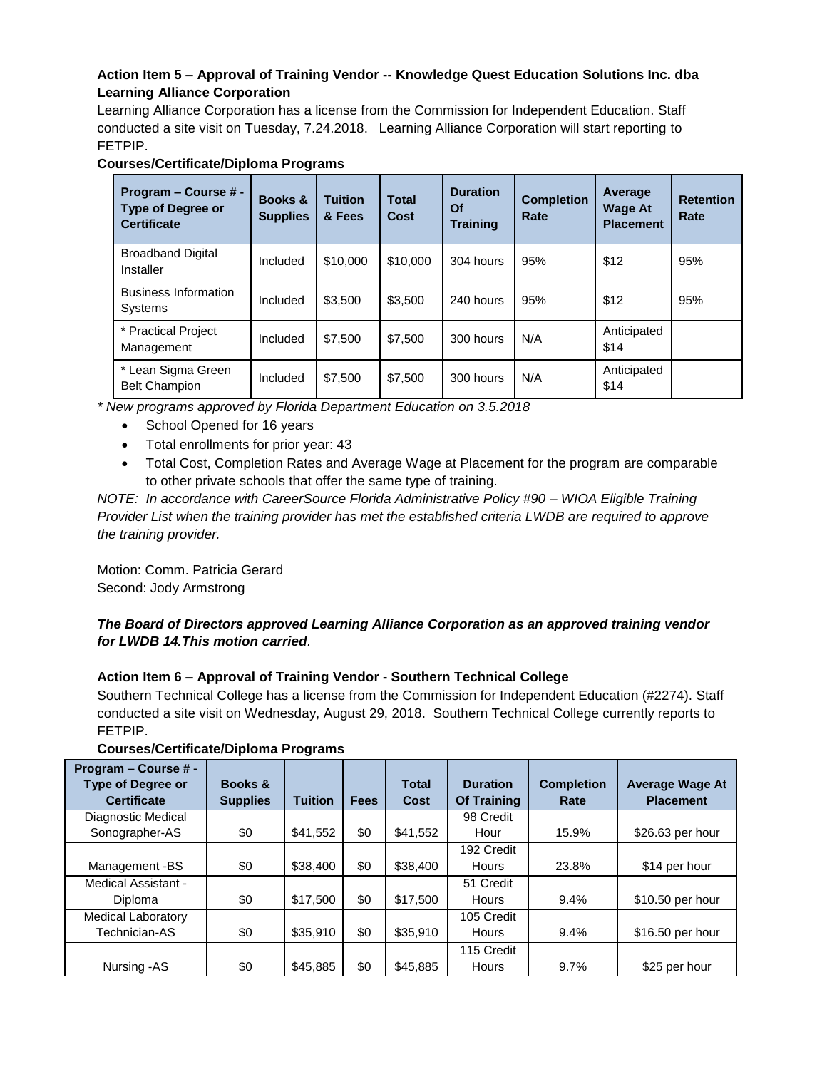**Action Item 5 – Approval of Training Vendor -- Knowledge Quest Education Solutions Inc. dba Learning Alliance Corporation**

Learning Alliance Corporation has a license from the Commission for Independent Education. Staff conducted a site visit on Tuesday, 7.24.2018. Learning Alliance Corporation will start reporting to FETPIP.

**Courses/Certificate/Diploma Programs**

| Program – Course # - Type of Degree or Certificate | Books & Supplies | Tuition & Fees | Total Cost | Duration Of Training | Completion Rate | Average Wage At Placement | Retention Rate |
|---|---|---|---|---|---|---|---|
| Broadband Digital Installer | Included | $10,000 | $10,000 | 304 hours | 95% | $12 | 95% |
| Business Information Systems | Included | $3,500 | $3,500 | 240 hours | 95% | $12 | 95% |
| * Practical Project Management | Included | $7,500 | $7,500 | 300 hours | N/A | Anticipated $14 | |
| * Lean Sigma Green Belt Champion | Included | $7,500 | $7,500 | 300 hours | N/A | Anticipated $14 | |

*\* New programs approved by Florida Department Education on 3.5.2018*

- School Opened for 16 years
- Total enrollments for prior year: 43
- Total Cost, Completion Rates and Average Wage at Placement for the program are comparable to other private schools that offer the same type of training.

*NOTE: In accordance with CareerSource Florida Administrative Policy #90 – WIOA Eligible Training Provider List when the training provider has met the established criteria LWDB are required to approve the training provider.*

Motion: Comm. Patricia Gerard
Second: Jody Armstrong

***The Board of Directors approved Learning Alliance Corporation as an approved training vendor for LWDB 14.This motion carried*.**

**Action Item 6 – Approval of Training Vendor - Southern Technical College**

Southern Technical College has a license from the Commission for Independent Education (#2274). Staff conducted a site visit on Wednesday, August 29, 2018. Southern Technical College currently reports to FETPIP.

**Courses/Certificate/Diploma Programs**

| Program – Course # - Type of Degree or Certificate | Books & Supplies | Tuition | Fees | Total Cost | Duration Of Training | Completion Rate | Average Wage At Placement |
|---|---|---|---|---|---|---|---|
| Diagnostic Medical Sonographer-AS | $0 | $41,552 | $0 | $41,552 | 98 Credit Hour | 15.9% | $26.63 per hour |
| Management -BS | $0 | $38,400 | $0 | $38,400 | 192 Credit Hours | 23.8% | $14 per hour |
| Medical Assistant - Diploma | $0 | $17,500 | $0 | $17,500 | 51 Credit Hours | 9.4% | $10.50 per hour |
| Medical Laboratory Technician-AS | $0 | $35,910 | $0 | $35,910 | 105 Credit Hours | 9.4% | $16.50 per hour |
| Nursing -AS | $0 | $45,885 | $0 | $45,885 | 115 Credit Hours | 9.7% | $25 per hour |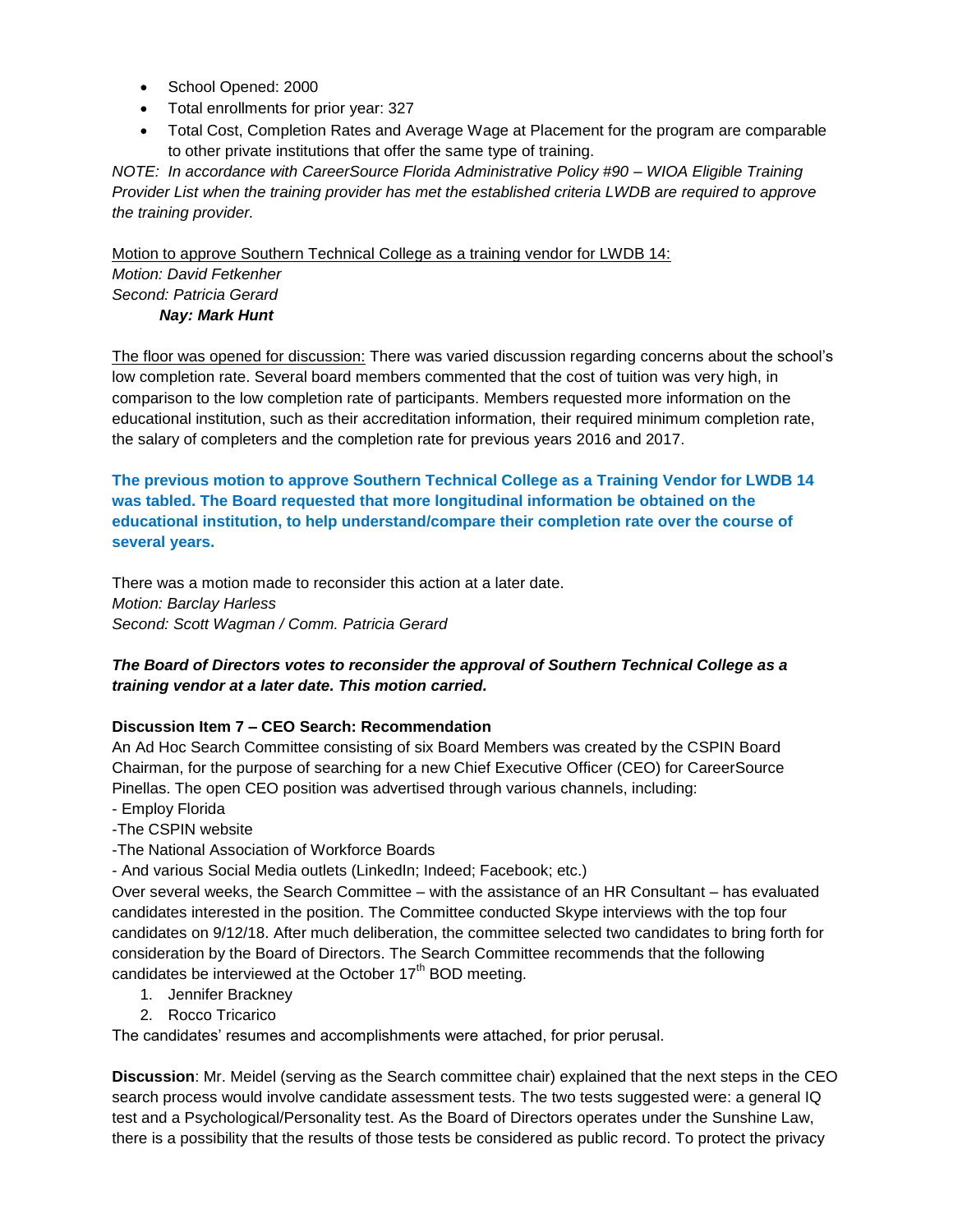- School Opened: 2000
- Total enrollments for prior year: 327
- Total Cost, Completion Rates and Average Wage at Placement for the program are comparable to other private institutions that offer the same type of training.

*NOTE: In accordance with CareerSource Florida Administrative Policy #90 – WIOA Eligible Training Provider List when the training provider has met the established criteria LWDB are required to approve the training provider.*

Motion to approve Southern Technical College as a training vendor for LWDB 14:
*Motion: David Fetkenher*
*Second: Patricia Gerard*
***Nay: Mark Hunt***

The floor was opened for discussion: There was varied discussion regarding concerns about the school's low completion rate. Several board members commented that the cost of tuition was very high, in comparison to the low completion rate of participants. Members requested more information on the educational institution, such as their accreditation information, their required minimum completion rate, the salary of completers and the completion rate for previous years 2016 and 2017.

**The previous motion to approve Southern Technical College as a Training Vendor for LWDB 14 was tabled. The Board requested that more longitudinal information be obtained on the educational institution, to help understand/compare their completion rate over the course of several years.**

There was a motion made to reconsider this action at a later date.
*Motion: Barclay Harless*
*Second: Scott Wagman / Comm. Patricia Gerard*

***The Board of Directors votes to reconsider the approval of Southern Technical College as a training vendor at a later date. This motion carried.***

**Discussion Item 7 – CEO Search: Recommendation**

An Ad Hoc Search Committee consisting of six Board Members was created by the CSPIN Board Chairman, for the purpose of searching for a new Chief Executive Officer (CEO) for CareerSource Pinellas. The open CEO position was advertised through various channels, including:

- Employ Florida
- The CSPIN website
- The National Association of Workforce Boards
- And various Social Media outlets (LinkedIn; Indeed; Facebook; etc.)

Over several weeks, the Search Committee – with the assistance of an HR Consultant – has evaluated candidates interested in the position. The Committee conducted Skype interviews with the top four candidates on 9/12/18. After much deliberation, the committee selected two candidates to bring forth for consideration by the Board of Directors. The Search Committee recommends that the following candidates be interviewed at the October 17th BOD meeting.

1. Jennifer Brackney
2. Rocco Tricarico

The candidates' resumes and accomplishments were attached, for prior perusal.

**Discussion**: Mr. Meidel (serving as the Search committee chair) explained that the next steps in the CEO search process would involve candidate assessment tests. The two tests suggested were: a general IQ test and a Psychological/Personality test. As the Board of Directors operates under the Sunshine Law, there is a possibility that the results of those tests be considered as public record. To protect the privacy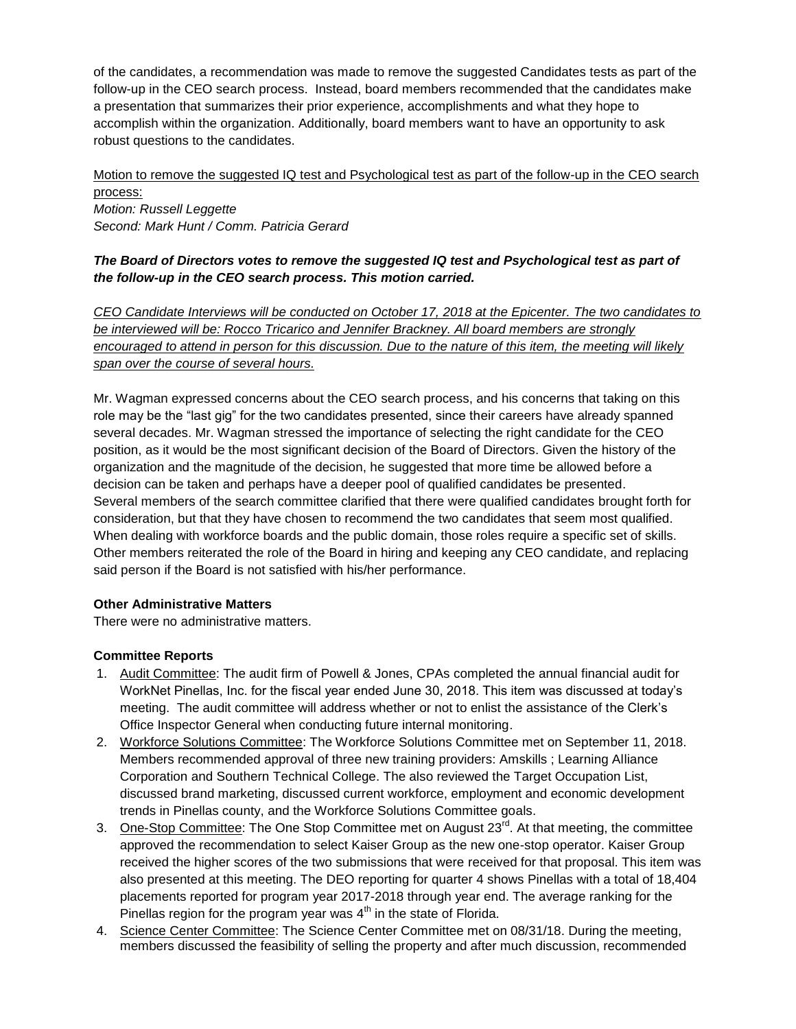of the candidates, a recommendation was made to remove the suggested Candidates tests as part of the follow-up in the CEO search process. Instead, board members recommended that the candidates make a presentation that summarizes their prior experience, accomplishments and what they hope to accomplish within the organization. Additionally, board members want to have an opportunity to ask robust questions to the candidates.

<u>Motion to remove the suggested IQ test and Psychological test as part of the follow-up in the CEO search process:</u>
*Motion: Russell Leggette*
*Second: Mark Hunt / Comm. Patricia Gerard*

***The Board of Directors votes to remove the suggested IQ test and Psychological test as part of the follow-up in the CEO search process. This motion carried.***

*<u>CEO Candidate Interviews will be conducted on October 17, 2018 at the Epicenter. The two candidates to be interviewed will be: Rocco Tricarico and Jennifer Brackney. All board members are strongly encouraged to attend in person for this discussion. Due to the nature of this item, the meeting will likely span over the course of several hours.</u>*

Mr. Wagman expressed concerns about the CEO search process, and his concerns that taking on this role may be the "last gig" for the two candidates presented, since their careers have already spanned several decades. Mr. Wagman stressed the importance of selecting the right candidate for the CEO position, as it would be the most significant decision of the Board of Directors. Given the history of the organization and the magnitude of the decision, he suggested that more time be allowed before a decision can be taken and perhaps have a deeper pool of qualified candidates be presented. Several members of the search committee clarified that there were qualified candidates brought forth for consideration, but that they have chosen to recommend the two candidates that seem most qualified. When dealing with workforce boards and the public domain, those roles require a specific set of skills. Other members reiterated the role of the Board in hiring and keeping any CEO candidate, and replacing said person if the Board is not satisfied with his/her performance.

**Other Administrative Matters**
There were no administrative matters.

**Committee Reports**

1. <u>Audit Committee</u>: The audit firm of Powell & Jones, CPAs completed the annual financial audit for WorkNet Pinellas, Inc. for the fiscal year ended June 30, 2018. This item was discussed at today's meeting. The audit committee will address whether or not to enlist the assistance of the Clerk's Office Inspector General when conducting future internal monitoring.
2. <u>Workforce Solutions Committee</u>: The Workforce Solutions Committee met on September 11, 2018. Members recommended approval of three new training providers: Amskills ; Learning Alliance Corporation and Southern Technical College. The also reviewed the Target Occupation List, discussed brand marketing, discussed current workforce, employment and economic development trends in Pinellas county, and the Workforce Solutions Committee goals.
3. <u>One-Stop Committee</u>: The One Stop Committee met on August 23rd. At that meeting, the committee approved the recommendation to select Kaiser Group as the new one-stop operator. Kaiser Group received the higher scores of the two submissions that were received for that proposal. This item was also presented at this meeting. The DEO reporting for quarter 4 shows Pinellas with a total of 18,404 placements reported for program year 2017-2018 through year end. The average ranking for the Pinellas region for the program year was 4th in the state of Florida.
4. <u>Science Center Committee</u>: The Science Center Committee met on 08/31/18. During the meeting, members discussed the feasibility of selling the property and after much discussion, recommended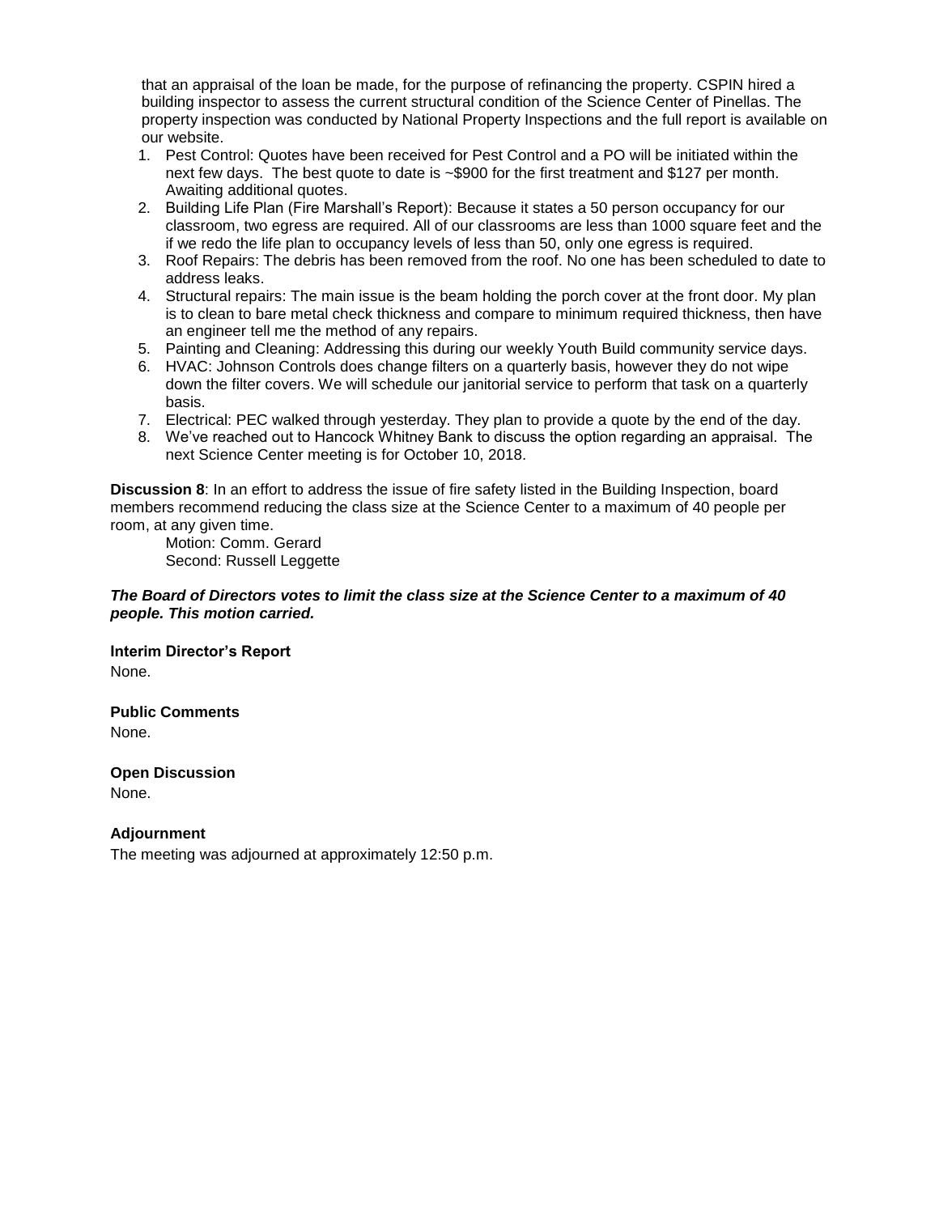that an appraisal of the loan be made, for the purpose of refinancing the property. CSPIN hired a building inspector to assess the current structural condition of the Science Center of Pinellas. The property inspection was conducted by National Property Inspections and the full report is available on our website.

1. Pest Control: Quotes have been received for Pest Control and a PO will be initiated within the next few days. The best quote to date is ~$900 for the first treatment and $127 per month. Awaiting additional quotes.
2. Building Life Plan (Fire Marshall's Report): Because it states a 50 person occupancy for our classroom, two egress are required. All of our classrooms are less than 1000 square feet and the if we redo the life plan to occupancy levels of less than 50, only one egress is required.
3. Roof Repairs: The debris has been removed from the roof. No one has been scheduled to date to address leaks.
4. Structural repairs: The main issue is the beam holding the porch cover at the front door. My plan is to clean to bare metal check thickness and compare to minimum required thickness, then have an engineer tell me the method of any repairs.
5. Painting and Cleaning: Addressing this during our weekly Youth Build community service days.
6. HVAC: Johnson Controls does change filters on a quarterly basis, however they do not wipe down the filter covers. We will schedule our janitorial service to perform that task on a quarterly basis.
7. Electrical: PEC walked through yesterday. They plan to provide a quote by the end of the day.
8. We've reached out to Hancock Whitney Bank to discuss the option regarding an appraisal. The next Science Center meeting is for October 10, 2018.

**Discussion 8**: In an effort to address the issue of fire safety listed in the Building Inspection, board members recommend reducing the class size at the Science Center to a maximum of 40 people per room, at any given time.

Motion: Comm. Gerard
Second: Russell Leggette

***The Board of Directors votes to limit the class size at the Science Center to a maximum of 40 people. This motion carried.***

**Interim Director's Report**

None.

**Public Comments**

None.

**Open Discussion**

None.

**Adjournment**

The meeting was adjourned at approximately 12:50 p.m.